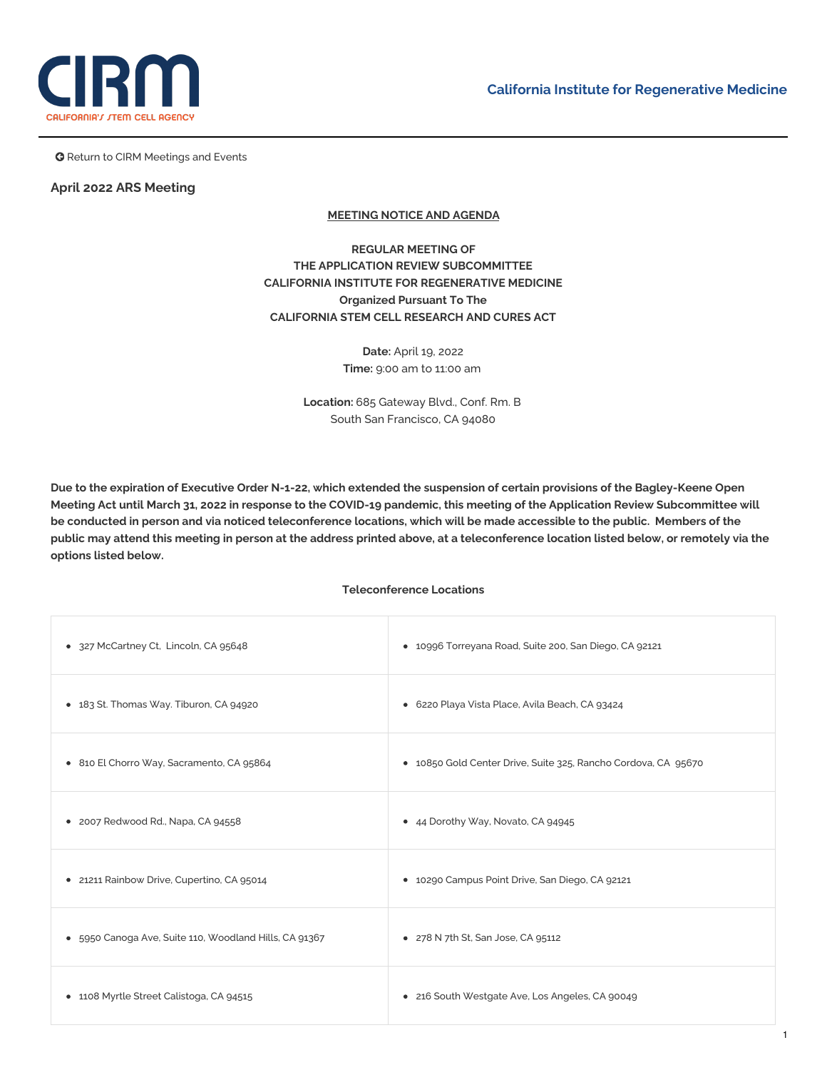CIRM

CALIFORNIA'S STEM CELL AGENCY

California Institute for Regenerative Medicine

Return to CIRM Meetings and Events

## April 2022 ARS Meeting

**MEETING NOTICE AND AGENDA**

**REGULAR MEETING OF**
**THE APPLICATION REVIEW SUBCOMMITTEE**
**CALIFORNIA INSTITUTE FOR REGENERATIVE MEDICINE**
**Organized Pursuant To The**
**CALIFORNIA STEM CELL RESEARCH AND CURES ACT**

**Date:** April 19, 2022
**Time:** 9:00 am to 11:00 am

**Location:** 685 Gateway Blvd., Conf. Rm. B
South San Francisco, CA 94080

**Due to the expiration of Executive Order N-1-22, which extended the suspension of certain provisions of the Bagley-Keene Open Meeting Act until March 31, 2022 in response to the COVID-19 pandemic, this meeting of the Application Review Subcommittee will be conducted in person and via noticed teleconference locations, which will be made accessible to the public. Members of the public may attend this meeting in person at the address printed above, at a teleconference location listed below, or remotely via the options listed below.**

**Teleconference Locations**

| | |
|---|---|
| • 327 McCartney Ct, Lincoln, CA 95648 | • 10996 Torreyana Road, Suite 200, San Diego, CA 92121 |
| • 183 St. Thomas Way. Tiburon, CA 94920 | • 6220 Playa Vista Place, Avila Beach, CA 93424 |
| • 810 El Chorro Way, Sacramento, CA 95864 | • 10850 Gold Center Drive, Suite 325, Rancho Cordova, CA 95670 |
| • 2007 Redwood Rd., Napa, CA 94558 | • 44 Dorothy Way, Novato, CA 94945 |
| • 21211 Rainbow Drive, Cupertino, CA 95014 | • 10290 Campus Point Drive, San Diego, CA 92121 |
| • 5950 Canoga Ave, Suite 110, Woodland Hills, CA 91367 | • 278 N 7th St, San Jose, CA 95112 |
| • 1108 Myrtle Street Calistoga, CA 94515 | • 216 South Westgate Ave, Los Angeles, CA 90049 |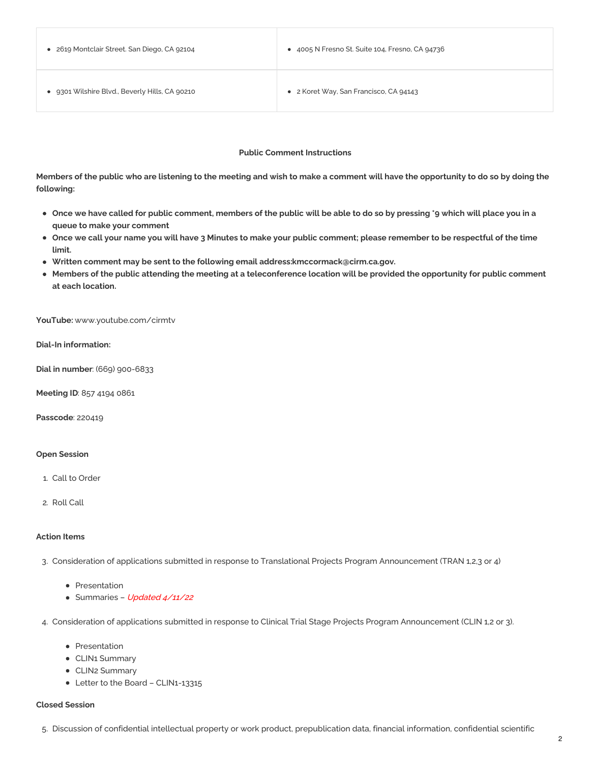| | |
|---|---|
| • 2619 Montclair Street. San Diego, CA 92104 | • 4005 N Fresno St. Suite 104, Fresno, CA 94736 |
| • 9301 Wilshire Blvd., Beverly Hills, CA 90210 | • 2 Koret Way, San Francisco, CA 94143 |

**Public Comment Instructions**

**Members of the public who are listening to the meeting and wish to make a comment will have the opportunity to do so by doing the following:**

- **Once we have called for public comment, members of the public will be able to do so by pressing *9 which will place you in a queue to make your comment**
- **Once we call your name you will have 3 Minutes to make your public comment; please remember to be respectful of the time limit.**
- **Written comment may be sent to the following email address:kmccormack@cirm.ca.gov.**
- **Members of the public attending the meeting at a teleconference location will be provided the opportunity for public comment at each location.**

**YouTube:** www.youtube.com/cirmtv

**Dial-In information:**

**Dial in number**: (669) 900-6833

**Meeting ID**: 857 4194 0861

**Passcode**: 220419

**Open Session**

1. Call to Order
2. Roll Call

**Action Items**

3. Consideration of applications submitted in response to Translational Projects Program Announcement (TRAN 1,2,3 or 4)
   - Presentation
   - Summaries – *Updated 4/11/22*
4. Consideration of applications submitted in response to Clinical Trial Stage Projects Program Announcement (CLIN 1,2 or 3).
   - Presentation
   - CLIN1 Summary
   - CLIN2 Summary
   - Letter to the Board – CLIN1-13315

**Closed Session**

5. Discussion of confidential intellectual property or work product, prepublication data, financial information, confidential scientific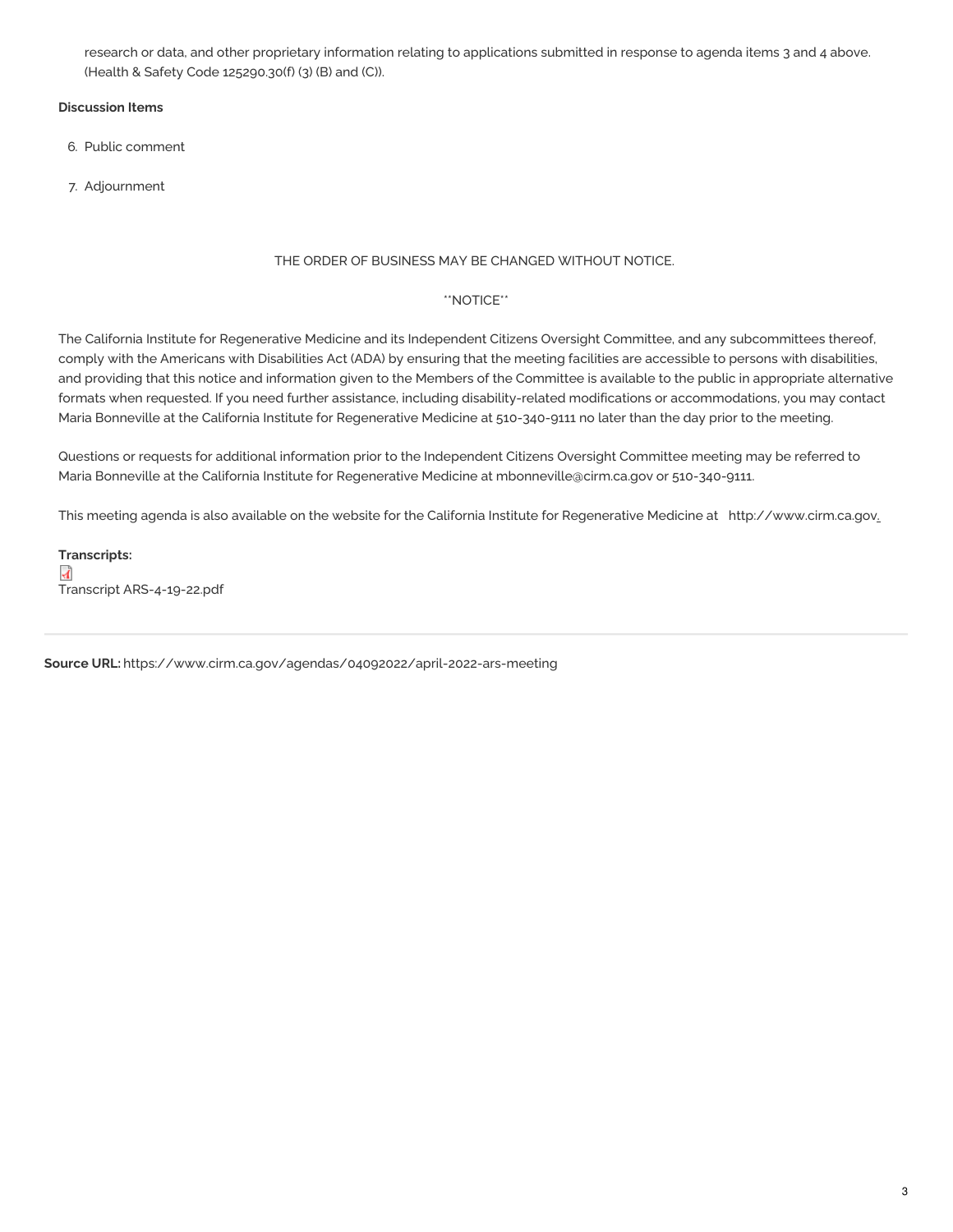research or data, and other proprietary information relating to applications submitted in response to agenda items 3 and 4 above. (Health & Safety Code 125290.30(f) (3) (B) and (C)).

**Discussion Items**

6. Public comment

7. Adjournment

THE ORDER OF BUSINESS MAY BE CHANGED WITHOUT NOTICE.

**NOTICE**

The California Institute for Regenerative Medicine and its Independent Citizens Oversight Committee, and any subcommittees thereof, comply with the Americans with Disabilities Act (ADA) by ensuring that the meeting facilities are accessible to persons with disabilities, and providing that this notice and information given to the Members of the Committee is available to the public in appropriate alternative formats when requested. If you need further assistance, including disability-related modifications or accommodations, you may contact Maria Bonneville at the California Institute for Regenerative Medicine at 510-340-9111 no later than the day prior to the meeting.

Questions or requests for additional information prior to the Independent Citizens Oversight Committee meeting may be referred to Maria Bonneville at the California Institute for Regenerative Medicine at mbonneville@cirm.ca.gov or 510-340-9111.

This meeting agenda is also available on the website for the California Institute for Regenerative Medicine at http://www.cirm.ca.gov.

**Transcripts:**

Transcript ARS-4-19-22.pdf

**Source URL:** https://www.cirm.ca.gov/agendas/04092022/april-2022-ars-meeting